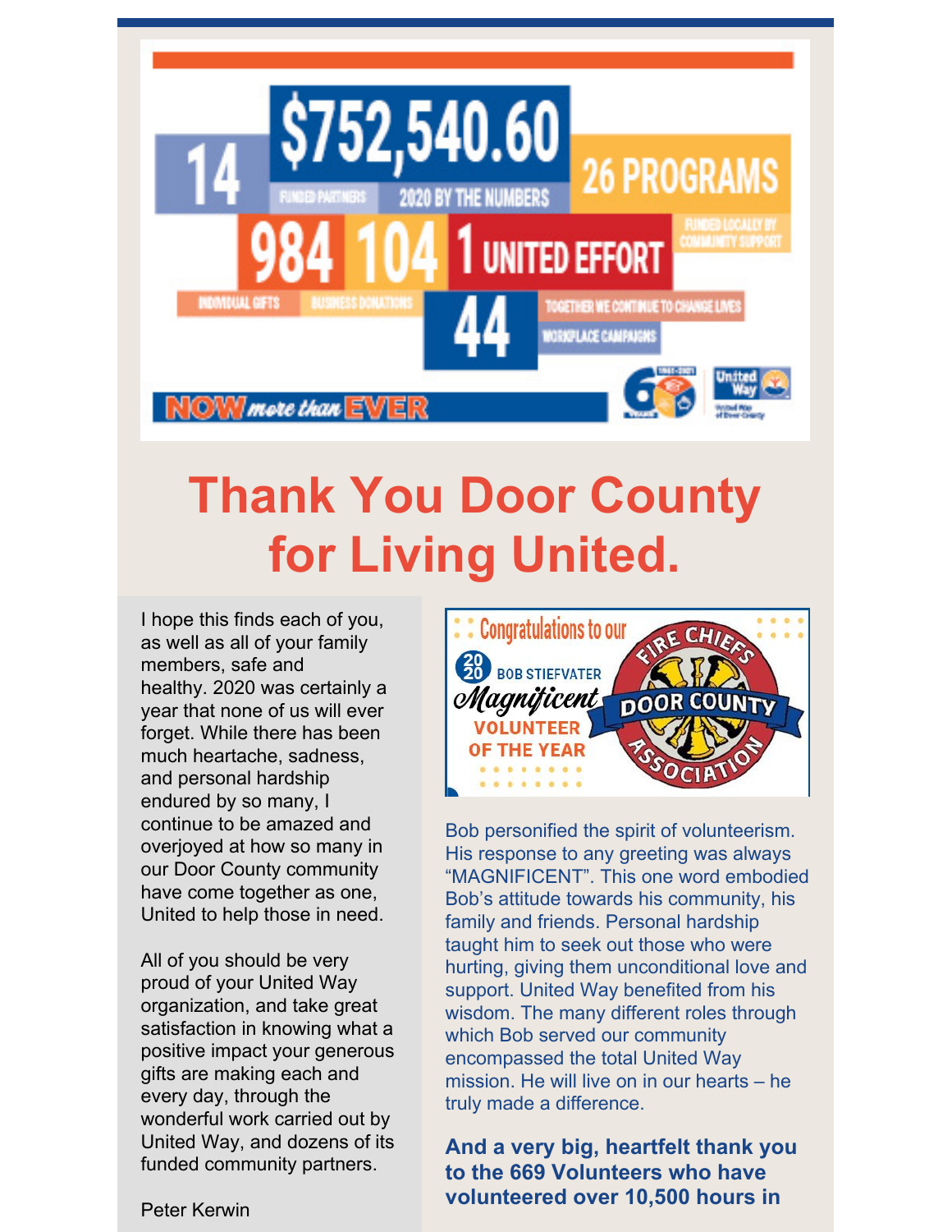14 FUNDED PARTNERS

$752,540.60 2020 BY THE NUMBERS

26 PROGRAMS FUNDED LOCALLY BY COMMUNITY SUPPORT

984 INDIVIDUAL GIFTS

104 BUSINESS DONATIONS

1 UNITED EFFORT TOGETHER WE CONTINUE TO CHANGE LIVES

44 WORKPLACE CAMPAIGNS

NOW more than EVER

# Thank You Door County for Living United.

I hope this finds each of you, as well as all of your family members, safe and healthy. 2020 was certainly a year that none of us will ever forget. While there has been much heartache, sadness, and personal hardship endured by so many, I continue to be amazed and overjoyed at how so many in our Door County community have come together as one, United to help those in need.

All of you should be very proud of your United Way organization, and take great satisfaction in knowing what a positive impact your generous gifts are making each and every day, through the wonderful work carried out by United Way, and dozens of its funded community partners.

Peter Kerwin

Congratulations to our 2020 BOB STIEFVATER *Magnificent* VOLUNTEER OF THE YEAR

FIRE CHIEFS DOOR COUNTY ASSOCIATION

Bob personified the spirit of volunteerism. His response to any greeting was always "MAGNIFICENT". This one word embodied Bob's attitude towards his community, his family and friends. Personal hardship taught him to seek out those who were hurting, giving them unconditional love and support. United Way benefited from his wisdom. The many different roles through which Bob served our community encompassed the total United Way mission. He will live on in our hearts – he truly made a difference.

**And a very big, heartfelt thank you to the 669 Volunteers who have volunteered over 10,500 hours in**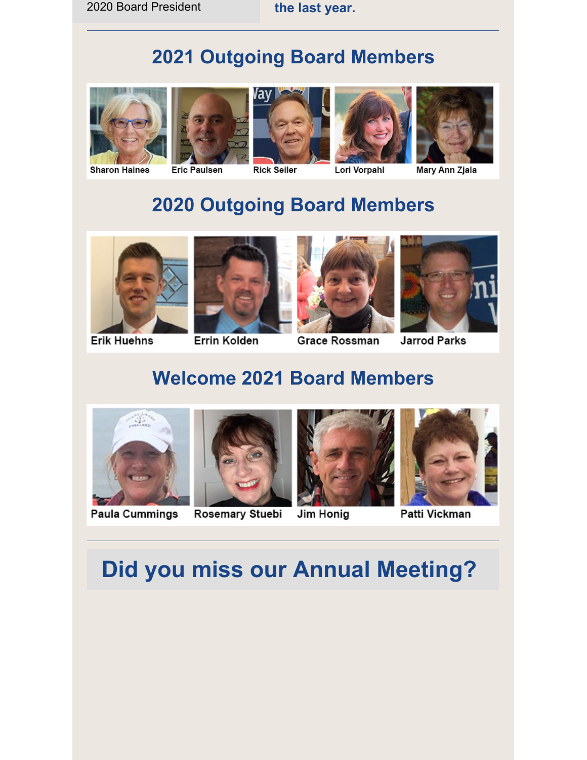2020 Board President

**the last year.**

---

## 2021 Outgoing Board Members

Sharon Haines | Eric Paulsen | Rick Seiler | Lori Vorpahl | Mary Ann Zjala

## 2020 Outgoing Board Members

Erik Huehns | Errin Kolden | Grace Rossman | Jarrod Parks

## Welcome 2021 Board Members

Paula Cummings | Rosemary Stuebi | Jim Honig | Patti Vickman

---

# Did you miss our Annual Meeting?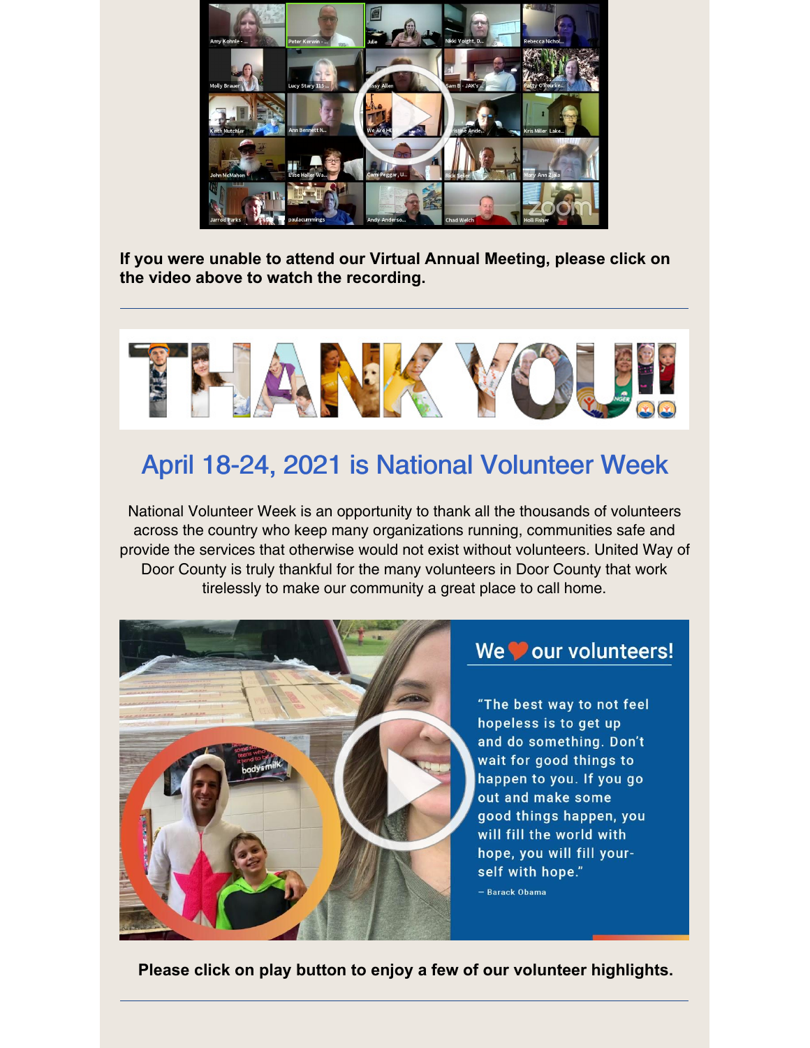**If you were unable to attend our Virtual Annual Meeting, please click on the video above to watch the recording.**

---

## April 18-24, 2021 is National Volunteer Week

National Volunteer Week is an opportunity to thank all the thousands of volunteers across the country who keep many organizations running, communities safe and provide the services that otherwise would not exist without volunteers. United Way of Door County is truly thankful for the many volunteers in Door County that work tirelessly to make our community a great place to call home.

**Please click on play button to enjoy a few of our volunteer highlights.**

---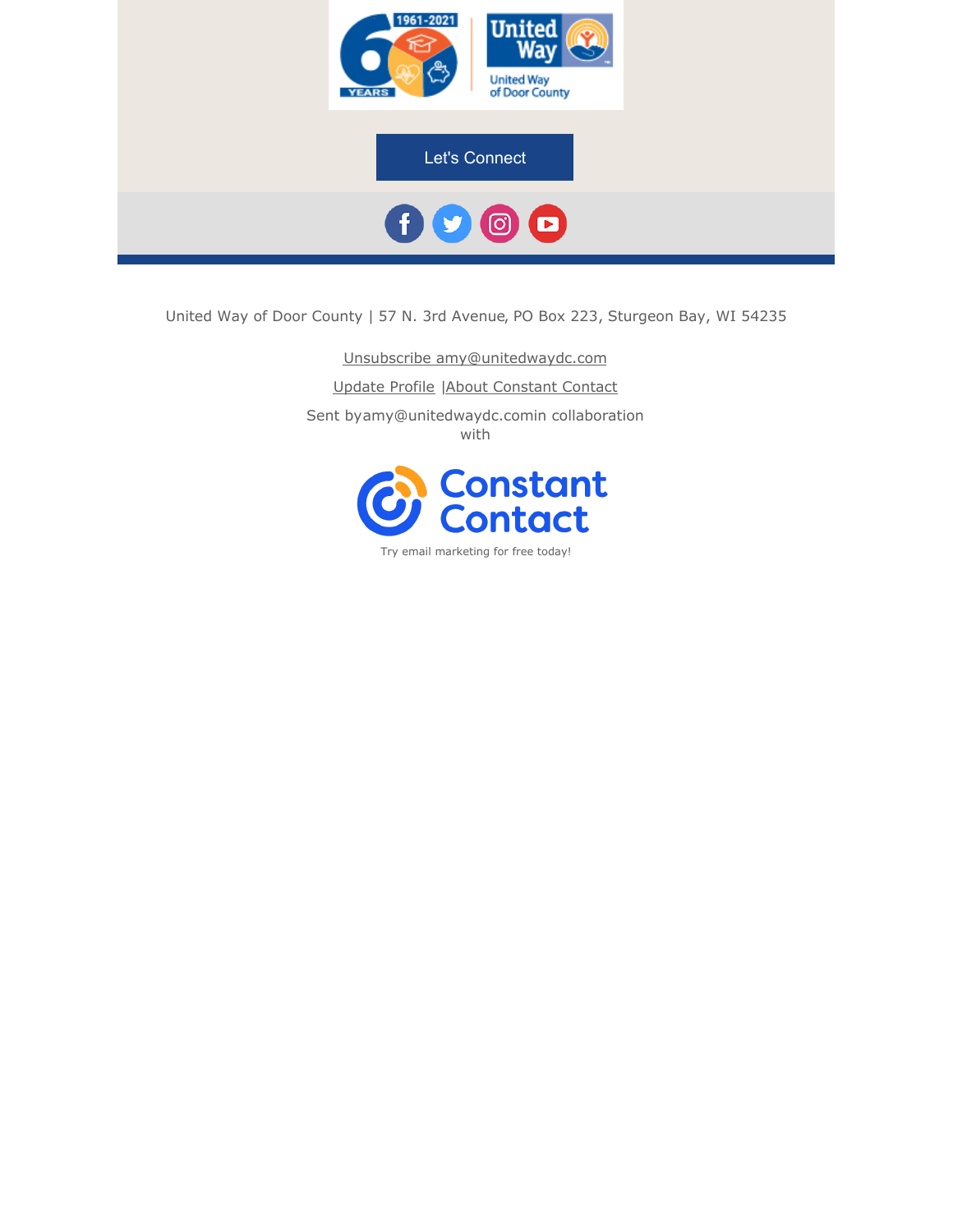Let's Connect

United Way of Door County | 57 N. 3rd Avenue, PO Box 223, Sturgeon Bay, WI 54235

Unsubscribe amy@unitedwaydc.com

Update Profile |About Constant Contact

Sent byamy@unitedwaydc.comin collaboration with

Try email marketing for free today!